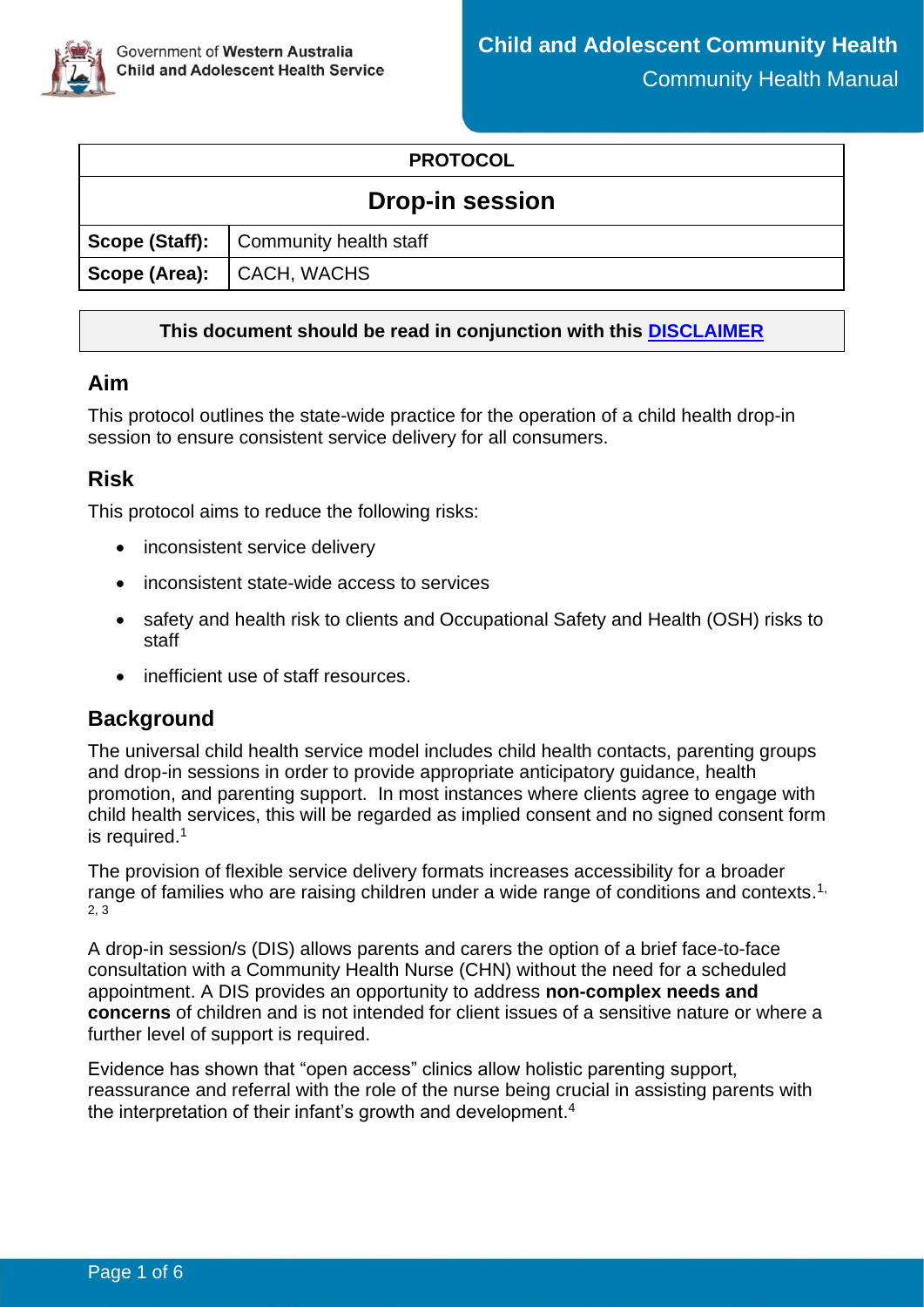Government of **Western Australia**
**Child and Adolescent Health Service**

**Child and Adolescent Community Health**
Community Health Manual

| **PROTOCOL** | |
|---|---|
| **Drop-in session** | |
| **Scope (Staff):** | Community health staff |
| **Scope (Area):** | CACH, WACHS |

**This document should be read in conjunction with this DISCLAIMER**

## Aim

This protocol outlines the state-wide practice for the operation of a child health drop-in session to ensure consistent service delivery for all consumers.

## Risk

This protocol aims to reduce the following risks:

- inconsistent service delivery
- inconsistent state-wide access to services
- safety and health risk to clients and Occupational Safety and Health (OSH) risks to staff
- inefficient use of staff resources.

## Background

The universal child health service model includes child health contacts, parenting groups and drop-in sessions in order to provide appropriate anticipatory guidance, health promotion, and parenting support. In most instances where clients agree to engage with child health services, this will be regarded as implied consent and no signed consent form is required.[1]

The provision of flexible service delivery formats increases accessibility for a broader range of families who are raising children under a wide range of conditions and contexts.[1, 2, 3]

A drop-in session/s (DIS) allows parents and carers the option of a brief face-to-face consultation with a Community Health Nurse (CHN) without the need for a scheduled appointment. A DIS provides an opportunity to address **non-complex needs and concerns** of children and is not intended for client issues of a sensitive nature or where a further level of support is required.

Evidence has shown that "open access" clinics allow holistic parenting support, reassurance and referral with the role of the nurse being crucial in assisting parents with the interpretation of their infant's growth and development.[4]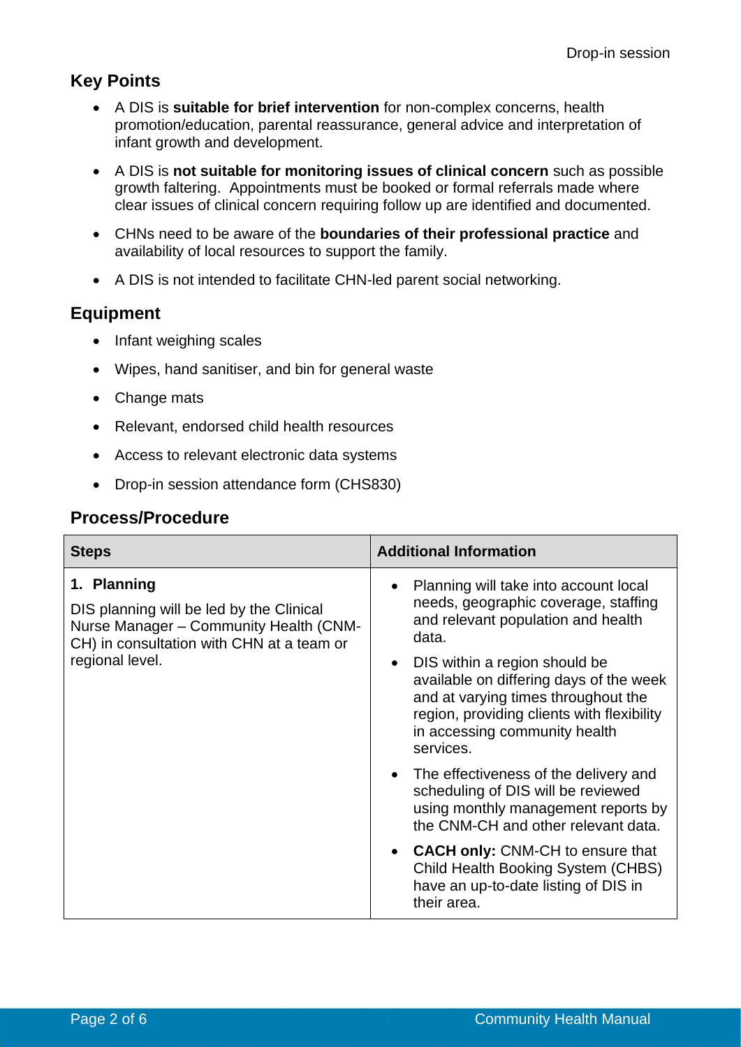## Key Points

- A DIS is **suitable for brief intervention** for non-complex concerns, health promotion/education, parental reassurance, general advice and interpretation of infant growth and development.
- A DIS is **not suitable for monitoring issues of clinical concern** such as possible growth faltering. Appointments must be booked or formal referrals made where clear issues of clinical concern requiring follow up are identified and documented.
- CHNs need to be aware of the **boundaries of their professional practice** and availability of local resources to support the family.
- A DIS is not intended to facilitate CHN-led parent social networking.

## Equipment

- Infant weighing scales
- Wipes, hand sanitiser, and bin for general waste
- Change mats
- Relevant, endorsed child health resources
- Access to relevant electronic data systems
- Drop-in session attendance form (CHS830)

## Process/Procedure

| Steps | Additional Information |
| --- | --- |
| **1. Planning**<br><br>DIS planning will be led by the Clinical Nurse Manager – Community Health (CNM-CH) in consultation with CHN at a team or regional level. | • Planning will take into account local needs, geographic coverage, staffing and relevant population and health data.<br><br>• DIS within a region should be available on differing days of the week and at varying times throughout the region, providing clients with flexibility in accessing community health services.<br><br>• The effectiveness of the delivery and scheduling of DIS will be reviewed using monthly management reports by the CNM-CH and other relevant data.<br><br>• **CACH only:** CNM-CH to ensure that Child Health Booking System (CHBS) have an up-to-date listing of DIS in their area. |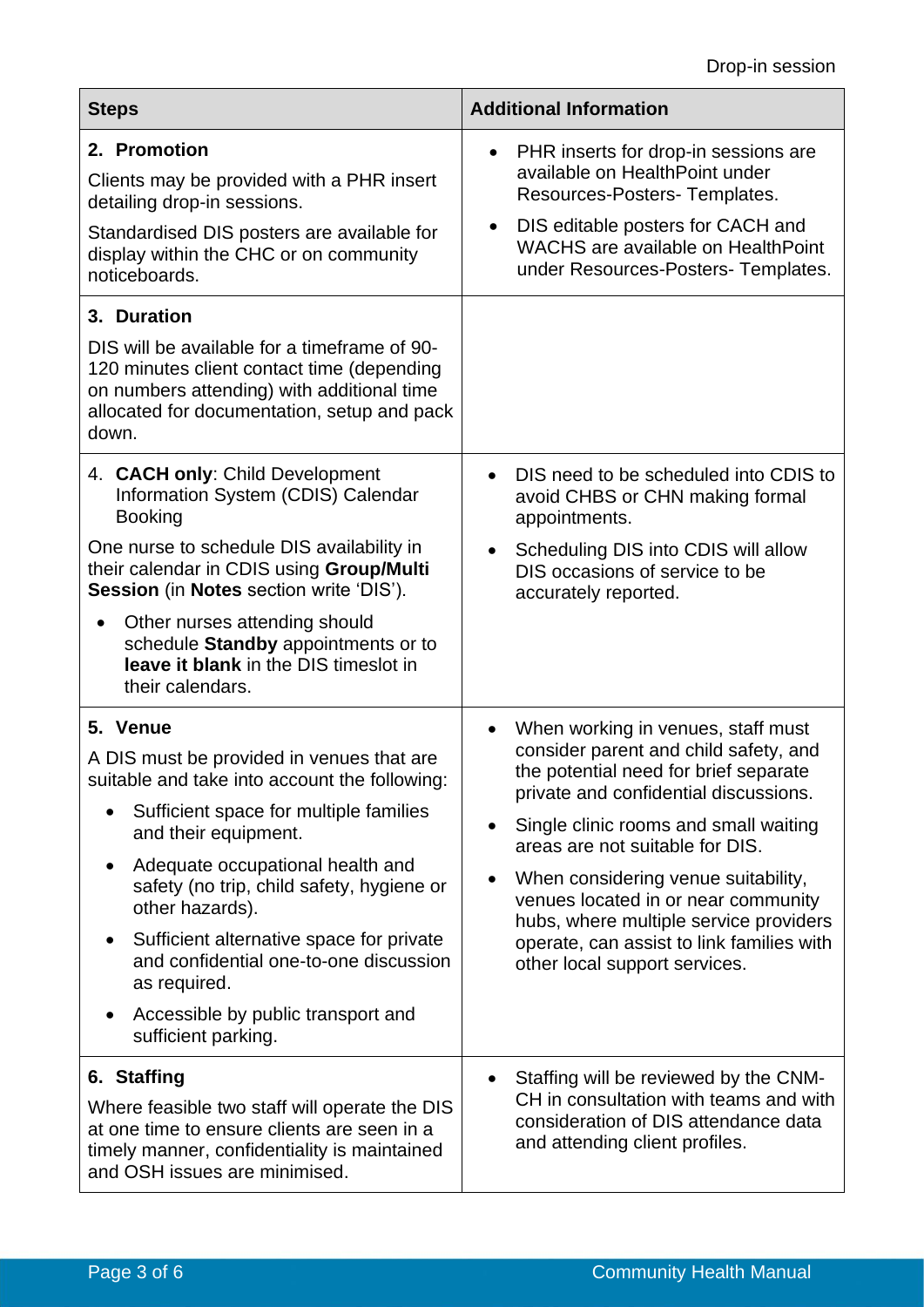| Steps | Additional Information |
|---|---|
| **2. Promotion**<br>Clients may be provided with a PHR insert detailing drop-in sessions.<br>Standardised DIS posters are available for display within the CHC or on community noticeboards. | • PHR inserts for drop-in sessions are available on HealthPoint under Resources-Posters- Templates.<br>• DIS editable posters for CACH and WACHS are available on HealthPoint under Resources-Posters- Templates. |
| **3. Duration**<br>DIS will be available for a timeframe of 90-120 minutes client contact time (depending on numbers attending) with additional time allocated for documentation, setup and pack down. | |
| 4. **CACH only**: Child Development Information System (CDIS) Calendar Booking<br>One nurse to schedule DIS availability in their calendar in CDIS using **Group/Multi Session** (in **Notes** section write 'DIS').<br>• Other nurses attending should schedule **Standby** appointments or to **leave it blank** in the DIS timeslot in their calendars. | • DIS need to be scheduled into CDIS to avoid CHBS or CHN making formal appointments.<br>• Scheduling DIS into CDIS will allow DIS occasions of service to be accurately reported. |
| **5. Venue**<br>A DIS must be provided in venues that are suitable and take into account the following:<br>• Sufficient space for multiple families and their equipment.<br>• Adequate occupational health and safety (no trip, child safety, hygiene or other hazards).<br>• Sufficient alternative space for private and confidential one-to-one discussion as required.<br>• Accessible by public transport and sufficient parking. | • When working in venues, staff must consider parent and child safety, and the potential need for brief separate private and confidential discussions.<br>• Single clinic rooms and small waiting areas are not suitable for DIS.<br>• When considering venue suitability, venues located in or near community hubs, where multiple service providers operate, can assist to link families with other local support services. |
| **6. Staffing**<br>Where feasible two staff will operate the DIS at one time to ensure clients are seen in a timely manner, confidentiality is maintained and OSH issues are minimised. | • Staffing will be reviewed by the CNM-CH in consultation with teams and with consideration of DIS attendance data and attending client profiles. |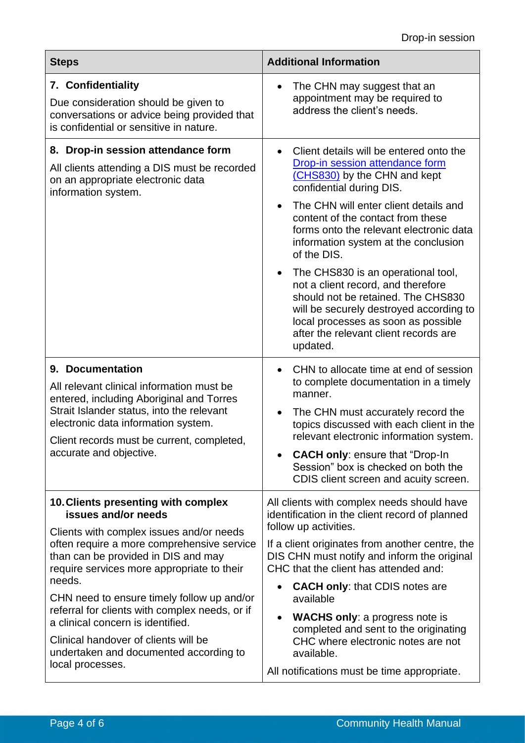| Steps | Additional Information |
|---|---|
| **7. Confidentiality**<br><br>Due consideration should be given to conversations or advice being provided that is confidential or sensitive in nature. | • The CHN may suggest that an appointment may be required to address the client's needs. |
| **8. Drop-in session attendance form**<br><br>All clients attending a DIS must be recorded on an appropriate electronic data information system. | • Client details will be entered onto the Drop-in session attendance form (CHS830) by the CHN and kept confidential during DIS.<br><br>• The CHN will enter client details and content of the contact from these forms onto the relevant electronic data information system at the conclusion of the DIS.<br><br>• The CHS830 is an operational tool, not a client record, and therefore should not be retained. The CHS830 will be securely destroyed according to local processes as soon as possible after the relevant client records are updated. |
| **9. Documentation**<br><br>All relevant clinical information must be entered, including Aboriginal and Torres Strait Islander status, into the relevant electronic data information system.<br><br>Client records must be current, completed, accurate and objective. | • CHN to allocate time at end of session to complete documentation in a timely manner.<br><br>• The CHN must accurately record the topics discussed with each client in the relevant electronic information system.<br><br>• **CACH only**: ensure that "Drop-In Session" box is checked on both the CDIS client screen and acuity screen. |
| **10. Clients presenting with complex issues and/or needs**<br><br>Clients with complex issues and/or needs often require a more comprehensive service than can be provided in DIS and may require services more appropriate to their needs.<br><br>CHN need to ensure timely follow up and/or referral for clients with complex needs, or if a clinical concern is identified.<br><br>Clinical handover of clients will be undertaken and documented according to local processes. | All clients with complex needs should have identification in the client record of planned follow up activities.<br><br>If a client originates from another centre, the DIS CHN must notify and inform the original CHC that the client has attended and:<br><br>• **CACH only**: that CDIS notes are available<br><br>• **WACHS only**: a progress note is completed and sent to the originating CHC where electronic notes are not available.<br><br>All notifications must be time appropriate. |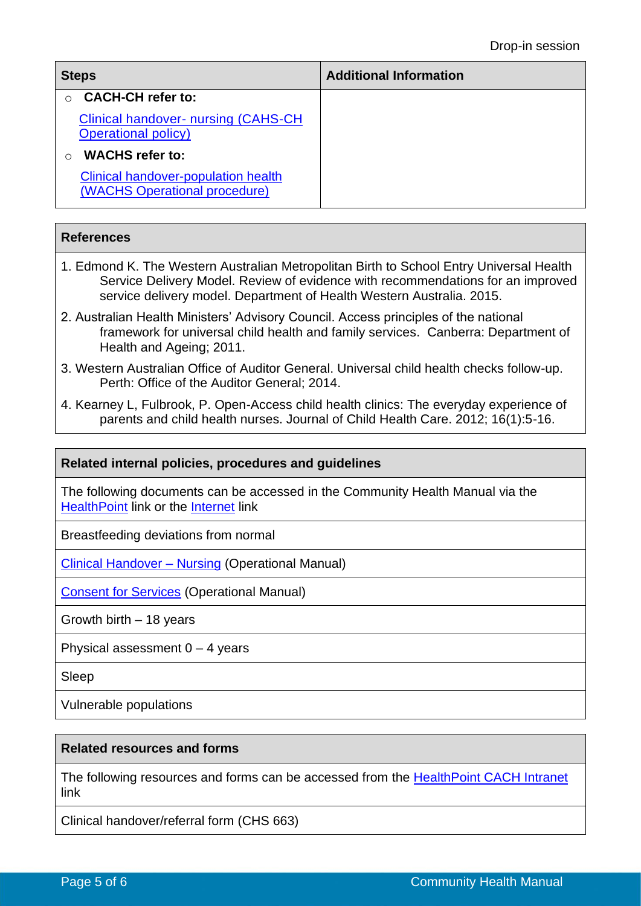| Steps | Additional Information |
| --- | --- |
| ◦ **CACH-CH refer to:** Clinical handover- nursing (CAHS-CH Operational policy) ◦ **WACHS refer to:** Clinical handover-population health (WACHS Operational procedure) | |

| References |
| --- |
| 1. Edmond K. The Western Australian Metropolitan Birth to School Entry Universal Health Service Delivery Model. Review of evidence with recommendations for an improved service delivery model. Department of Health Western Australia. 2015. |
| 2. Australian Health Ministers' Advisory Council. Access principles of the national framework for universal child health and family services. Canberra: Department of Health and Ageing; 2011. |
| 3. Western Australian Office of Auditor General. Universal child health checks follow-up. Perth: Office of the Auditor General; 2014. |
| 4. Kearney L, Fulbrook, P. Open-Access child health clinics: The everyday experience of parents and child health nurses. Journal of Child Health Care. 2012; 16(1):5-16. |

| Related internal policies, procedures and guidelines |
| --- |
| The following documents can be accessed in the Community Health Manual via the HealthPoint link or the Internet link |
| Breastfeeding deviations from normal |
| Clinical Handover – Nursing (Operational Manual) |
| Consent for Services (Operational Manual) |
| Growth birth – 18 years |
| Physical assessment 0 – 4 years |
| Sleep |
| Vulnerable populations |

| Related resources and forms |
| --- |
| The following resources and forms can be accessed from the HealthPoint CACH Intranet link |
| Clinical handover/referral form (CHS 663) |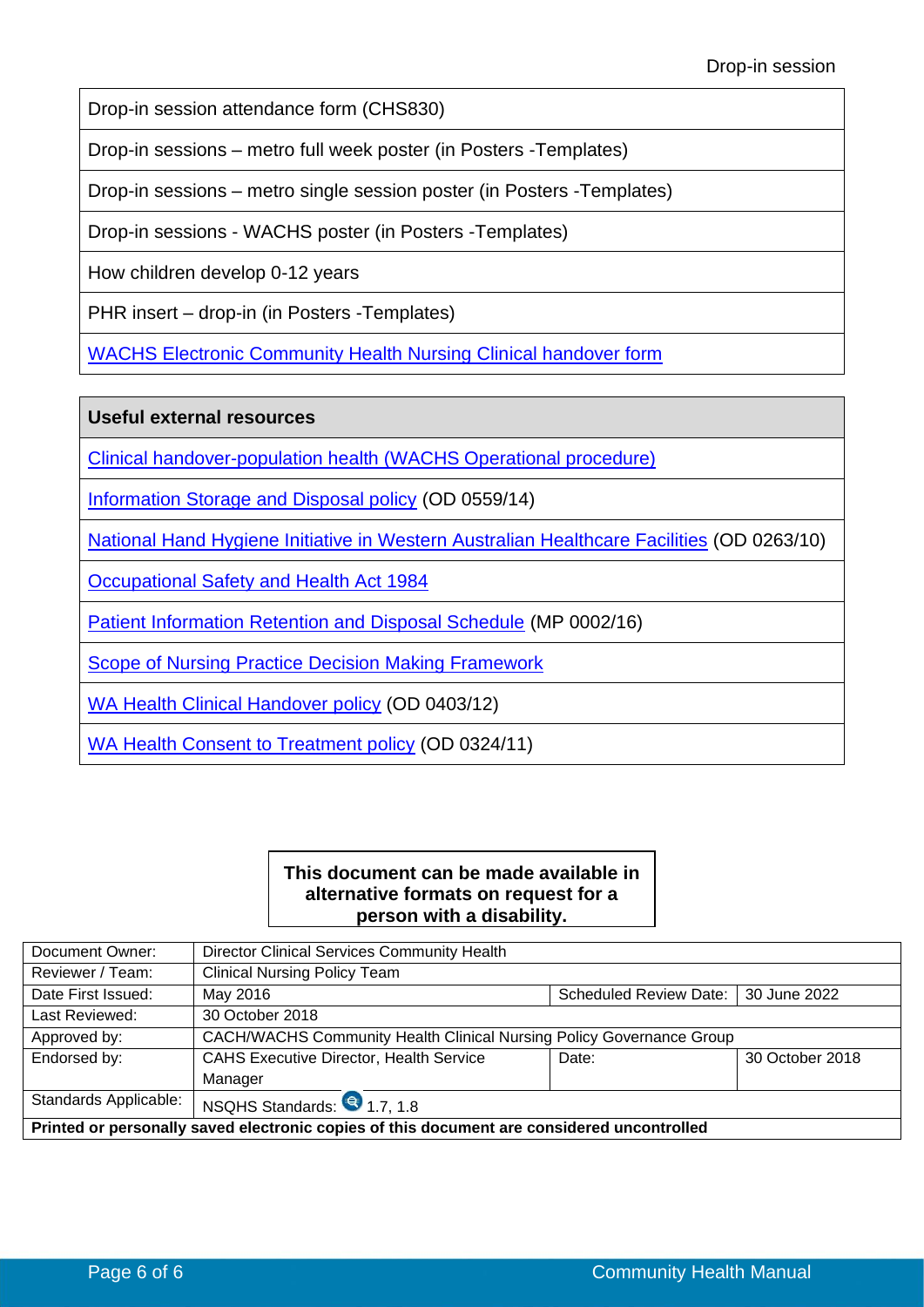| |
|---|
| Drop-in session attendance form (CHS830) |
| Drop-in sessions – metro full week poster (in Posters -Templates) |
| Drop-in sessions – metro single session poster (in Posters -Templates) |
| Drop-in sessions - WACHS poster (in Posters -Templates) |
| How children develop 0-12 years |
| PHR insert – drop-in (in Posters -Templates) |
| WACHS Electronic Community Health Nursing Clinical handover form |

| **Useful external resources** |
|---|
| Clinical handover-population health (WACHS Operational procedure) |
| Information Storage and Disposal policy (OD 0559/14) |
| National Hand Hygiene Initiative in Western Australian Healthcare Facilities (OD 0263/10) |
| Occupational Safety and Health Act 1984 |
| Patient Information Retention and Disposal Schedule (MP 0002/16) |
| Scope of Nursing Practice Decision Making Framework |
| WA Health Clinical Handover policy (OD 0403/12) |
| WA Health Consent to Treatment policy (OD 0324/11) |

**This document can be made available in alternative formats on request for a person with a disability.**

| | | | |
|---|---|---|---|
| Document Owner: | Director Clinical Services Community Health | | |
| Reviewer / Team: | Clinical Nursing Policy Team | | |
| Date First Issued: | May 2016 | Scheduled Review Date: | 30 June 2022 |
| Last Reviewed: | 30 October 2018 | | |
| Approved by: | CACH/WACHS Community Health Clinical Nursing Policy Governance Group | | |
| Endorsed by: | CAHS Executive Director, Health Service Manager | Date: | 30 October 2018 |
| Standards Applicable: | NSQHS Standards: 1.7, 1.8 | | |
| **Printed or personally saved electronic copies of this document are considered uncontrolled** | | | |